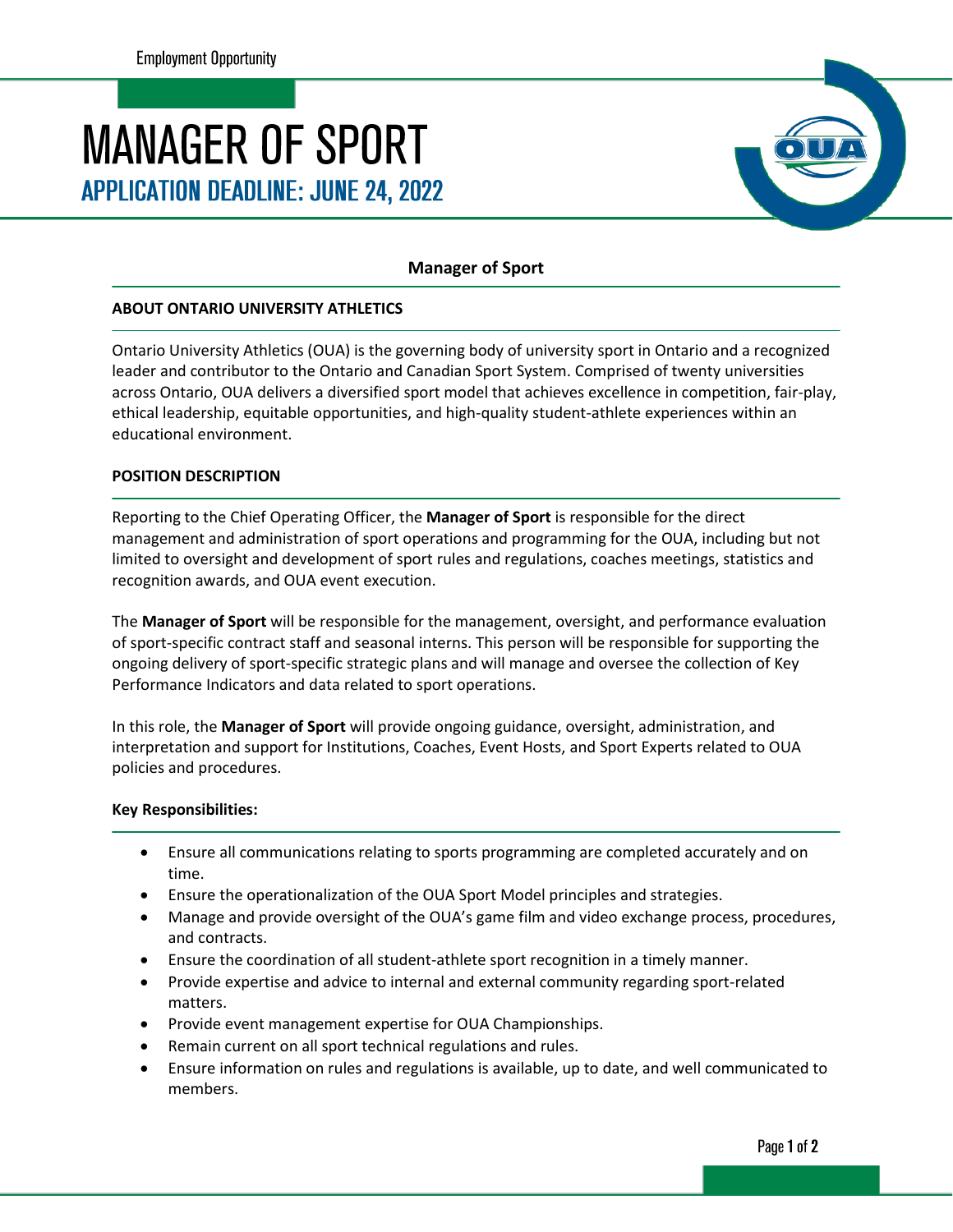Employment Opportunity

# MANAGER OF SPORT

## APPLICATION DEADLINE: JUNE 24, 2022

**Manager of Sport**

**ABOUT ONTARIO UNIVERSITY ATHLETICS**

Ontario University Athletics (OUA) is the governing body of university sport in Ontario and a recognized leader and contributor to the Ontario and Canadian Sport System. Comprised of twenty universities across Ontario, OUA delivers a diversified sport model that achieves excellence in competition, fair-play, ethical leadership, equitable opportunities, and high-quality student-athlete experiences within an educational environment.

**POSITION DESCRIPTION**

Reporting to the Chief Operating Officer, the **Manager of Sport** is responsible for the direct management and administration of sport operations and programming for the OUA, including but not limited to oversight and development of sport rules and regulations, coaches meetings, statistics and recognition awards, and OUA event execution.

The **Manager of Sport** will be responsible for the management, oversight, and performance evaluation of sport-specific contract staff and seasonal interns. This person will be responsible for supporting the ongoing delivery of sport-specific strategic plans and will manage and oversee the collection of Key Performance Indicators and data related to sport operations.

In this role, the **Manager of Sport** will provide ongoing guidance, oversight, administration, and interpretation and support for Institutions, Coaches, Event Hosts, and Sport Experts related to OUA policies and procedures.

**Key Responsibilities:**

- Ensure all communications relating to sports programming are completed accurately and on time.
- Ensure the operationalization of the OUA Sport Model principles and strategies.
- Manage and provide oversight of the OUA's game film and video exchange process, procedures, and contracts.
- Ensure the coordination of all student-athlete sport recognition in a timely manner.
- Provide expertise and advice to internal and external community regarding sport-related matters.
- Provide event management expertise for OUA Championships.
- Remain current on all sport technical regulations and rules.
- Ensure information on rules and regulations is available, up to date, and well communicated to members.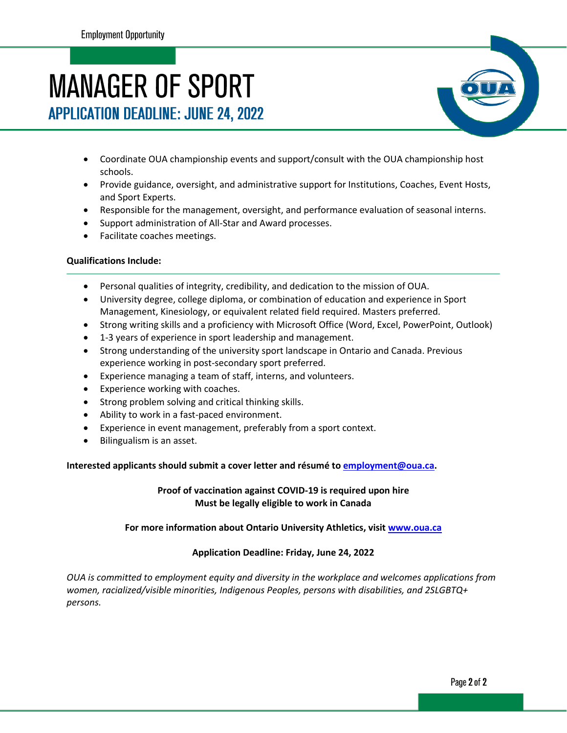# MANAGER OF SPORT

## APPLICATION DEADLINE: JUNE 24, 2022

- Coordinate OUA championship events and support/consult with the OUA championship host schools.
- Provide guidance, oversight, and administrative support for Institutions, Coaches, Event Hosts, and Sport Experts.
- Responsible for the management, oversight, and performance evaluation of seasonal interns.
- Support administration of All-Star and Award processes.
- Facilitate coaches meetings.

**Qualifications Include:**

- Personal qualities of integrity, credibility, and dedication to the mission of OUA.
- University degree, college diploma, or combination of education and experience in Sport Management, Kinesiology, or equivalent related field required. Masters preferred.
- Strong writing skills and a proficiency with Microsoft Office (Word, Excel, PowerPoint, Outlook)
- 1-3 years of experience in sport leadership and management.
- Strong understanding of the university sport landscape in Ontario and Canada. Previous experience working in post-secondary sport preferred.
- Experience managing a team of staff, interns, and volunteers.
- Experience working with coaches.
- Strong problem solving and critical thinking skills.
- Ability to work in a fast-paced environment.
- Experience in event management, preferably from a sport context.
- Bilingualism is an asset.

**Interested applicants should submit a cover letter and résumé to employment@oua.ca.**

**Proof of vaccination against COVID-19 is required upon hire**
**Must be legally eligible to work in Canada**

**For more information about Ontario University Athletics, visit www.oua.ca**

**Application Deadline: Friday, June 24, 2022**

*OUA is committed to employment equity and diversity in the workplace and welcomes applications from women, racialized/visible minorities, Indigenous Peoples, persons with disabilities, and 2SLGBTQ+ persons.*